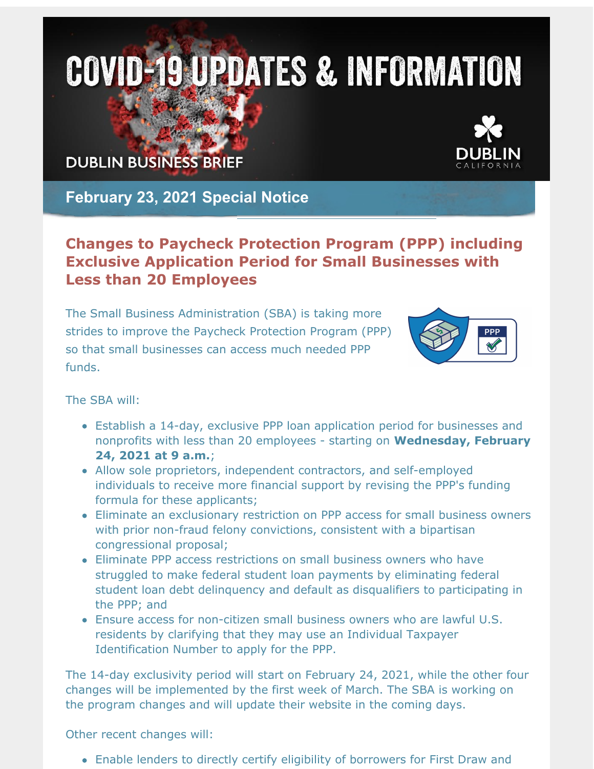# COVID-19 UPDATES & INFORMATION

DUBLIN BUSINESS BRIEF

DUBLIN CALIFORNIA

## February 23, 2021 Special Notice

## Changes to Paycheck Protection Program (PPP) including Exclusive Application Period for Small Businesses with Less than 20 Employees

The Small Business Administration (SBA) is taking more strides to improve the Paycheck Protection Program (PPP) so that small businesses can access much needed PPP funds.

The SBA will:

- Establish a 14-day, exclusive PPP loan application period for businesses and nonprofits with less than 20 employees - starting on **Wednesday, February 24, 2021 at 9 a.m.**;
- Allow sole proprietors, independent contractors, and self-employed individuals to receive more financial support by revising the PPP's funding formula for these applicants;
- Eliminate an exclusionary restriction on PPP access for small business owners with prior non-fraud felony convictions, consistent with a bipartisan congressional proposal;
- Eliminate PPP access restrictions on small business owners who have struggled to make federal student loan payments by eliminating federal student loan debt delinquency and default as disqualifiers to participating in the PPP; and
- Ensure access for non-citizen small business owners who are lawful U.S. residents by clarifying that they may use an Individual Taxpayer Identification Number to apply for the PPP.

The 14-day exclusivity period will start on February 24, 2021, while the other four changes will be implemented by the first week of March. The SBA is working on the program changes and will update their website in the coming days.

Other recent changes will:

- Enable lenders to directly certify eligibility of borrowers for First Draw and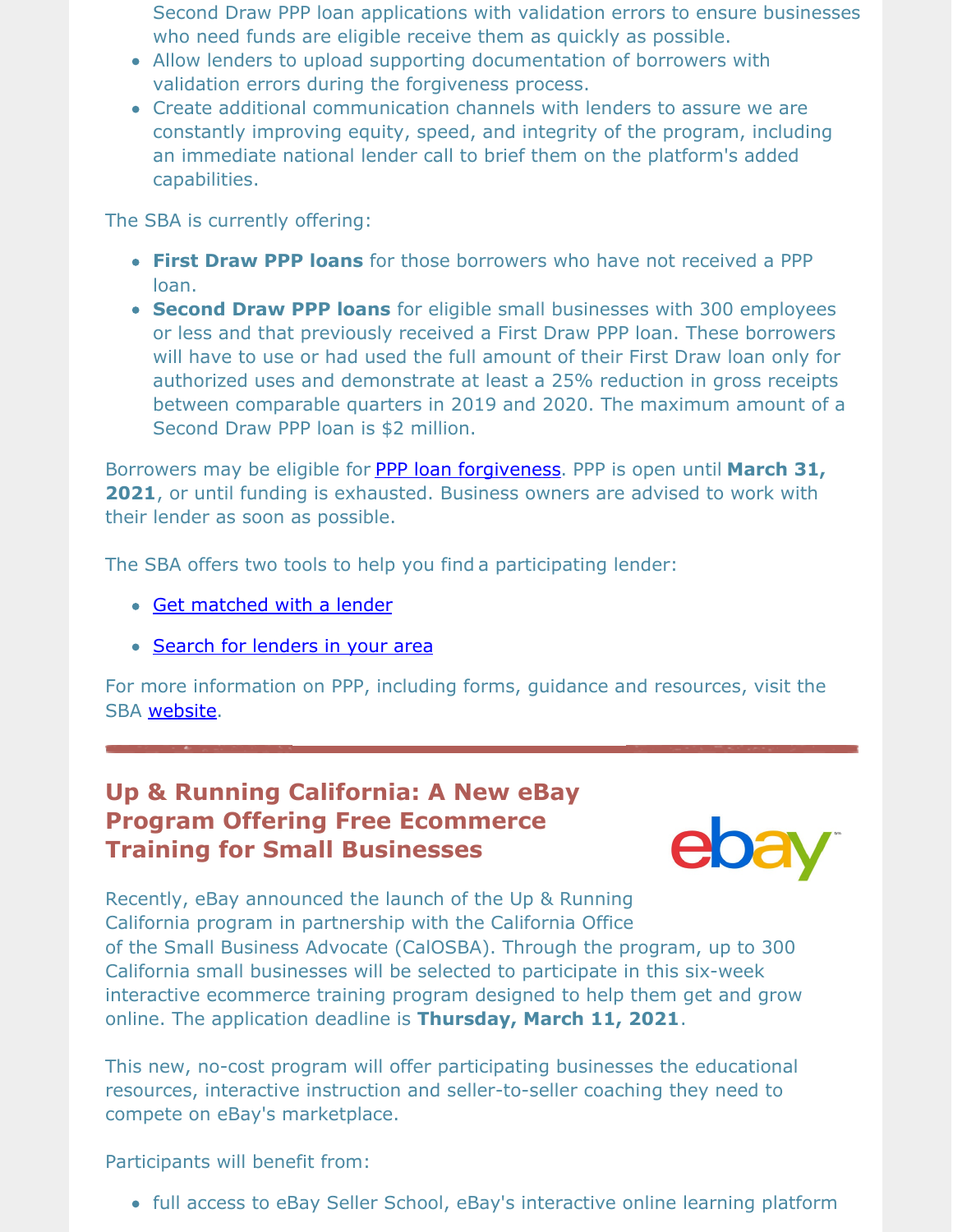Second Draw PPP loan applications with validation errors to ensure businesses who need funds are eligible receive them as quickly as possible.

- Allow lenders to upload supporting documentation of borrowers with validation errors during the forgiveness process.
- Create additional communication channels with lenders to assure we are constantly improving equity, speed, and integrity of the program, including an immediate national lender call to brief them on the platform's added capabilities.

The SBA is currently offering:

- **First Draw PPP loans** for those borrowers who have not received a PPP loan.
- **Second Draw PPP loans** for eligible small businesses with 300 employees or less and that previously received a First Draw PPP loan. These borrowers will have to use or had used the full amount of their First Draw loan only for authorized uses and demonstrate at least a 25% reduction in gross receipts between comparable quarters in 2019 and 2020. The maximum amount of a Second Draw PPP loan is $2 million.

Borrowers may be eligible for PPP loan forgiveness. PPP is open until **March 31, 2021**, or until funding is exhausted. Business owners are advised to work with their lender as soon as possible.

The SBA offers two tools to help you find a participating lender:

- Get matched with a lender
- Search for lenders in your area

For more information on PPP, including forms, guidance and resources, visit the SBA website.

## Up & Running California: A New eBay Program Offering Free Ecommerce Training for Small Businesses

Recently, eBay announced the launch of the Up & Running California program in partnership with the California Office of the Small Business Advocate (CalOSBA). Through the program, up to 300 California small businesses will be selected to participate in this six-week interactive ecommerce training program designed to help them get and grow online. The application deadline is **Thursday, March 11, 2021**.

This new, no-cost program will offer participating businesses the educational resources, interactive instruction and seller-to-seller coaching they need to compete on eBay's marketplace.

Participants will benefit from:

- full access to eBay Seller School, eBay's interactive online learning platform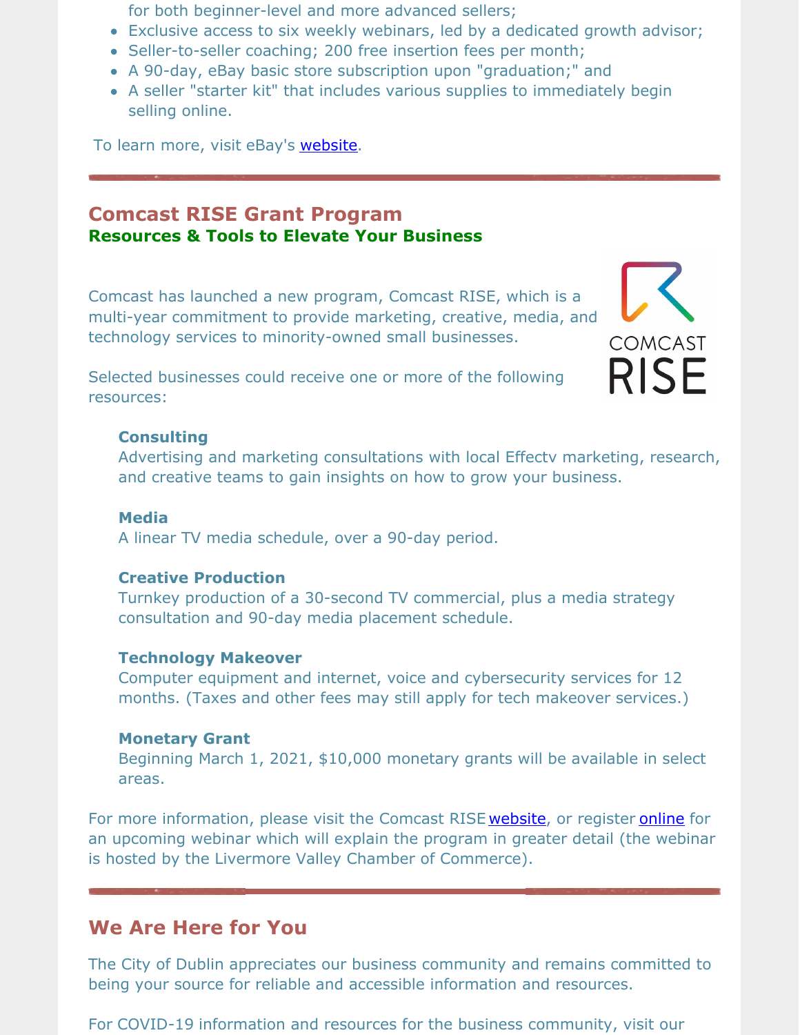for both beginner-level and more advanced sellers;
- Exclusive access to six weekly webinars, led by a dedicated growth advisor;
- Seller-to-seller coaching; 200 free insertion fees per month;
- A 90-day, eBay basic store subscription upon "graduation;" and
- A seller "starter kit" that includes various supplies to immediately begin selling online.

To learn more, visit eBay's website.

## Comcast RISE Grant Program

**Resources & Tools to Elevate Your Business**

Comcast has launched a new program, Comcast RISE, which is a multi-year commitment to provide marketing, creative, media, and technology services to minority-owned small businesses.

Selected businesses could receive one or more of the following resources:

**Consulting**
Advertising and marketing consultations with local Effectv marketing, research, and creative teams to gain insights on how to grow your business.

**Media**
A linear TV media schedule, over a 90-day period.

**Creative Production**
Turnkey production of a 30-second TV commercial, plus a media strategy consultation and 90-day media placement schedule.

**Technology Makeover**
Computer equipment and internet, voice and cybersecurity services for 12 months. (Taxes and other fees may still apply for tech makeover services.)

**Monetary Grant**
Beginning March 1, 2021, $10,000 monetary grants will be available in select areas.

For more information, please visit the Comcast RISE website, or register online for an upcoming webinar which will explain the program in greater detail (the webinar is hosted by the Livermore Valley Chamber of Commerce).

## We Are Here for You

The City of Dublin appreciates our business community and remains committed to being your source for reliable and accessible information and resources.

For COVID-19 information and resources for the business community, visit our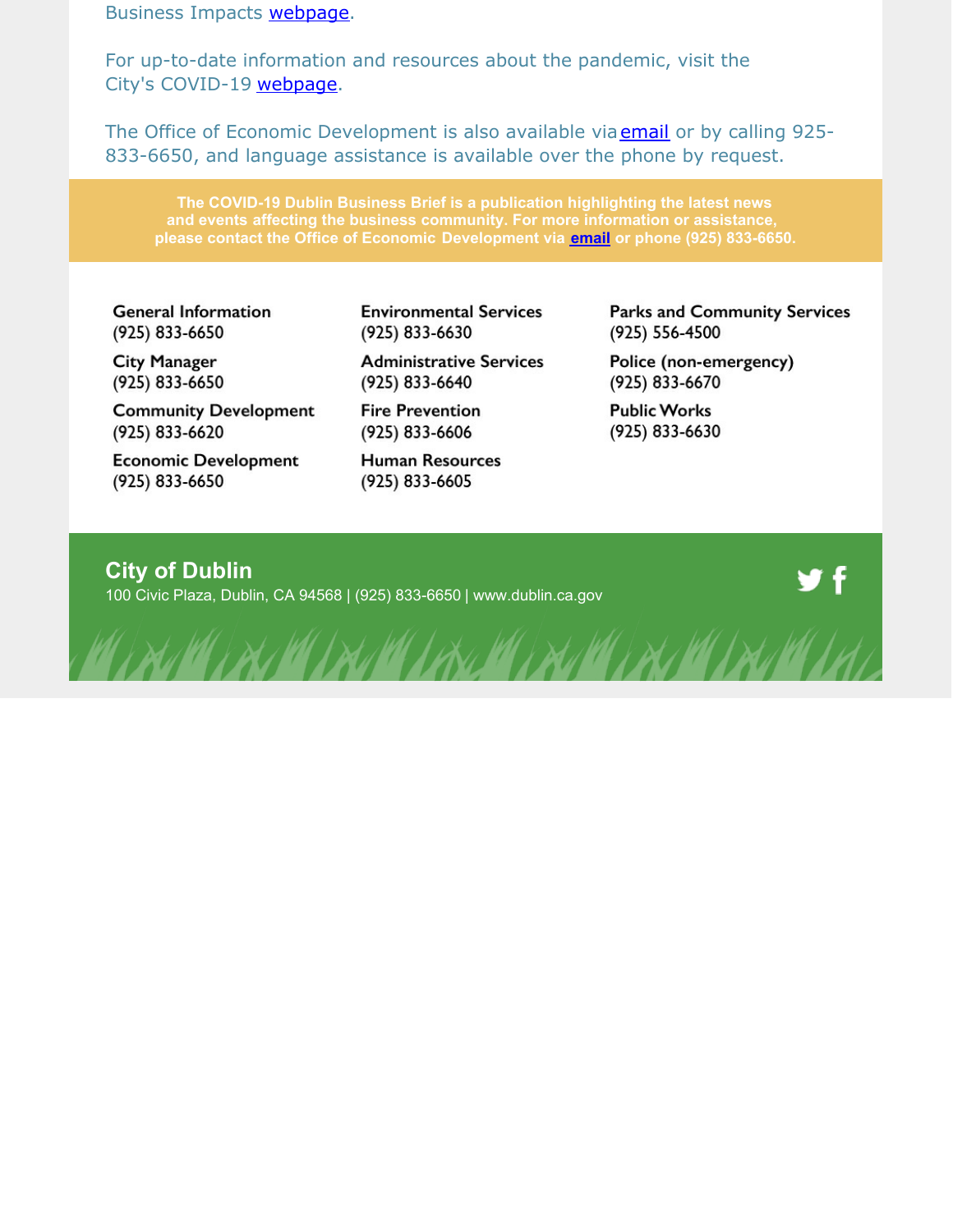Business Impacts webpage.

For up-to-date information and resources about the pandemic, visit the City's COVID-19 webpage.

The Office of Economic Development is also available via email or by calling 925-833-6650, and language assistance is available over the phone by request.

**The COVID-19 Dublin Business Brief is a publication highlighting the latest news and events affecting the business community. For more information or assistance, please contact the Office of Economic Development via email or phone (925) 833-6650.**

**General Information**
(925) 833-6650

**City Manager**
(925) 833-6650

**Community Development**
(925) 833-6620

**Economic Development**
(925) 833-6650

**Environmental Services**
(925) 833-6630

**Administrative Services**
(925) 833-6640

**Fire Prevention**
(925) 833-6606

**Human Resources**
(925) 833-6605

**Parks and Community Services**
(925) 556-4500

**Police (non-emergency)**
(925) 833-6670

**Public Works**
(925) 833-6630

**City of Dublin**
100 Civic Plaza, Dublin, CA 94568 | (925) 833-6650 | www.dublin.ca.gov